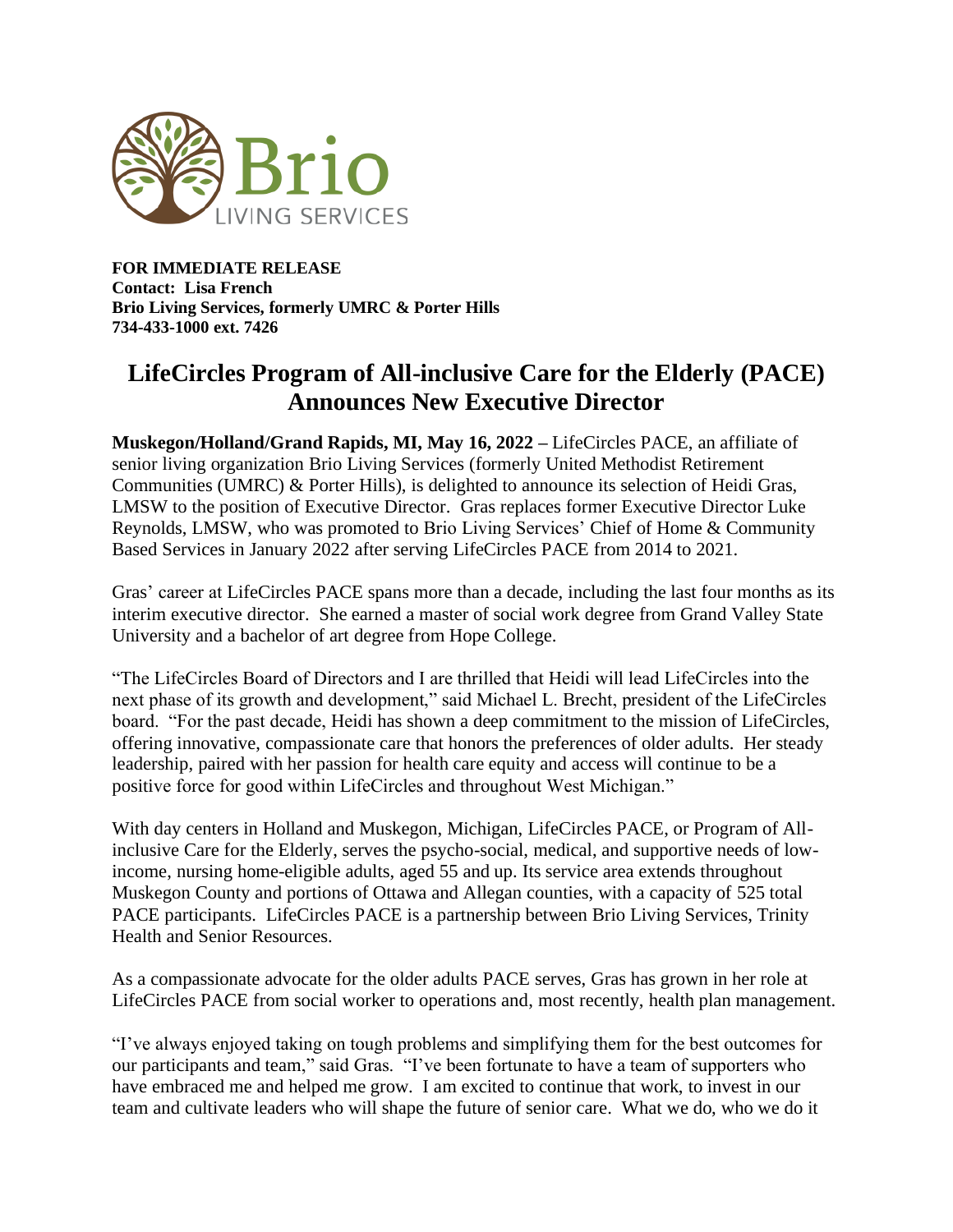**FOR IMMEDIATE RELEASE**
**Contact: Lisa French**
**Brio Living Services, formerly UMRC & Porter Hills**
**734-433-1000 ext. 7426**

# LifeCircles Program of All-inclusive Care for the Elderly (PACE) Announces New Executive Director

**Muskegon/Holland/Grand Rapids, MI, May 16, 2022 –** LifeCircles PACE, an affiliate of senior living organization Brio Living Services (formerly United Methodist Retirement Communities (UMRC) & Porter Hills), is delighted to announce its selection of Heidi Gras, LMSW to the position of Executive Director. Gras replaces former Executive Director Luke Reynolds, LMSW, who was promoted to Brio Living Services' Chief of Home & Community Based Services in January 2022 after serving LifeCircles PACE from 2014 to 2021.

Gras' career at LifeCircles PACE spans more than a decade, including the last four months as its interim executive director. She earned a master of social work degree from Grand Valley State University and a bachelor of art degree from Hope College.

"The LifeCircles Board of Directors and I are thrilled that Heidi will lead LifeCircles into the next phase of its growth and development," said Michael L. Brecht, president of the LifeCircles board. "For the past decade, Heidi has shown a deep commitment to the mission of LifeCircles, offering innovative, compassionate care that honors the preferences of older adults. Her steady leadership, paired with her passion for health care equity and access will continue to be a positive force for good within LifeCircles and throughout West Michigan."

With day centers in Holland and Muskegon, Michigan, LifeCircles PACE, or Program of All-inclusive Care for the Elderly, serves the psycho-social, medical, and supportive needs of low-income, nursing home-eligible adults, aged 55 and up. Its service area extends throughout Muskegon County and portions of Ottawa and Allegan counties, with a capacity of 525 total PACE participants. LifeCircles PACE is a partnership between Brio Living Services, Trinity Health and Senior Resources.

As a compassionate advocate for the older adults PACE serves, Gras has grown in her role at LifeCircles PACE from social worker to operations and, most recently, health plan management.

"I've always enjoyed taking on tough problems and simplifying them for the best outcomes for our participants and team," said Gras. "I've been fortunate to have a team of supporters who have embraced me and helped me grow. I am excited to continue that work, to invest in our team and cultivate leaders who will shape the future of senior care. What we do, who we do it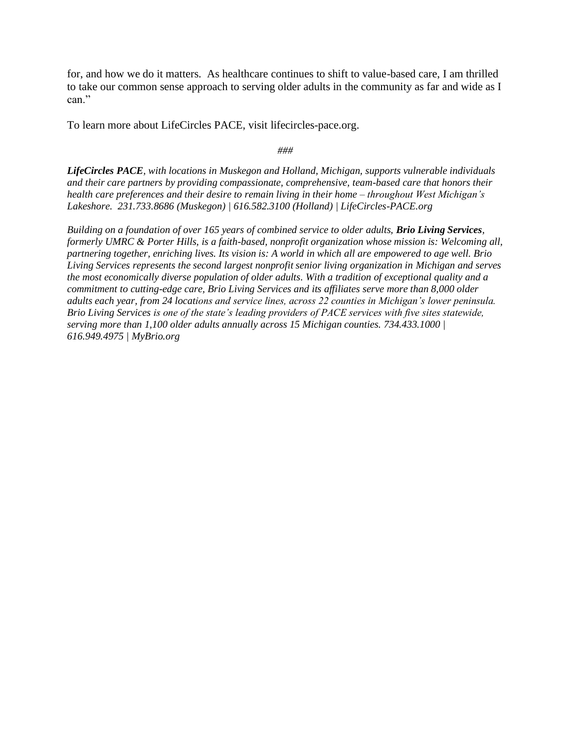for, and how we do it matters. As healthcare continues to shift to value-based care, I am thrilled to take our common sense approach to serving older adults in the community as far and wide as I can."

To learn more about LifeCircles PACE, visit lifecircles-pace.org.

*###*

***LifeCircles PACE****, with locations in Muskegon and Holland, Michigan, supports vulnerable individuals and their care partners by providing compassionate, comprehensive, team-based care that honors their health care preferences and their desire to remain living in their home – throughout West Michigan's Lakeshore. 231.733.8686 (Muskegon) | 616.582.3100 (Holland) | LifeCircles-PACE.org*

*Building on a foundation of over 165 years of combined service to older adults,* ***Brio Living Services****, formerly UMRC & Porter Hills, is a faith-based, nonprofit organization whose mission is: Welcoming all, partnering together, enriching lives. Its vision is: A world in which all are empowered to age well. Brio Living Services represents the second largest nonprofit senior living organization in Michigan and serves the most economically diverse population of older adults. With a tradition of exceptional quality and a commitment to cutting-edge care, Brio Living Services and its affiliates serve more than 8,000 older adults each year, from 24 locations and service lines, across 22 counties in Michigan's lower peninsula. Brio Living Services is one of the state's leading providers of PACE services with five sites statewide, serving more than 1,100 older adults annually across 15 Michigan counties. 734.433.1000 | 616.949.4975 | MyBrio.org*